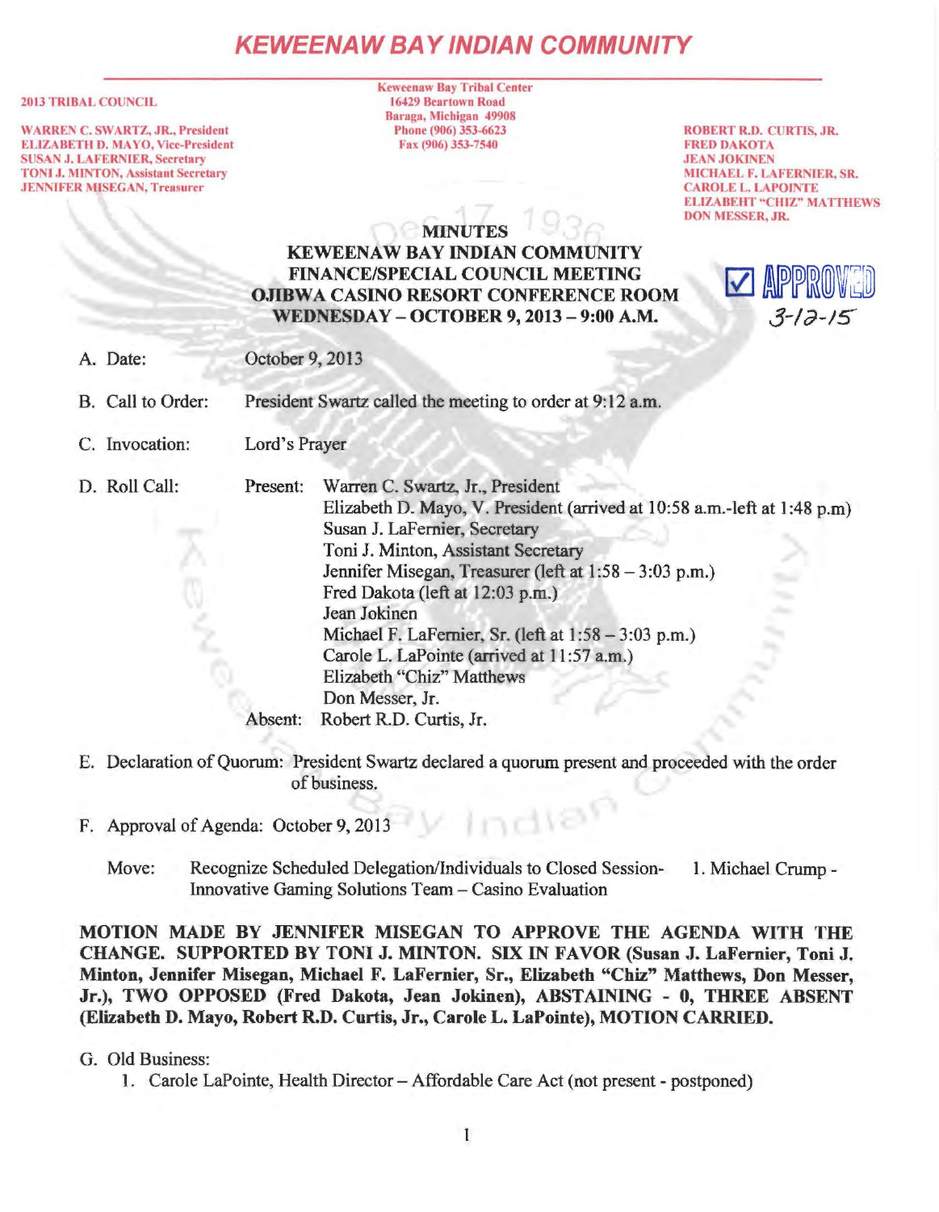# KEWEENAW BAY INDIAN COMMUNITY

**2013 TRIBAL COUNCIL**

WARREN C. SWARTZ, JR., President
ELIZABETH D. MAYO, Vice-President
SUSAN J. LAFERNIER, Secretary
TONI J. MINTON, Assistant Secretary
JENNIFER MISEGAN, Treasurer

Keweenaw Bay Tribal Center
16429 Beartown Road
Baraga, Michigan 49908
Phone (906) 353-6623
Fax (906) 353-7540

ROBERT R.D. CURTIS, JR.
FRED DAKOTA
JEAN JOKINEN
MICHAEL F. LAFERNIER, SR.
CAROLE L. LAPOINTE
ELIZABEHT "CHIZ" MATTHEWS
DON MESSER, JR.

☑ APPROVED 3-12-15

## MINUTES
## KEWEENAW BAY INDIAN COMMUNITY
## FINANCE/SPECIAL COUNCIL MEETING
## OJIBWA CASINO RESORT CONFERENCE ROOM
## WEDNESDAY – OCTOBER 9, 2013 – 9:00 A.M.

A. Date: October 9, 2013

B. Call to Order: President Swartz called the meeting to order at 9:12 a.m.

C. Invocation: Lord's Prayer

D. Roll Call:

Present:
- Warren C. Swartz, Jr., President
- Elizabeth D. Mayo, V. President (arrived at 10:58 a.m.-left at 1:48 p.m)
- Susan J. LaFernier, Secretary
- Toni J. Minton, Assistant Secretary
- Jennifer Misegan, Treasurer (left at 1:58 – 3:03 p.m.)
- Fred Dakota (left at 12:03 p.m.)
- Jean Jokinen
- Michael F. LaFernier, Sr. (left at 1:58 – 3:03 p.m.)
- Carole L. LaPointe (arrived at 11:57 a.m.)
- Elizabeth "Chiz" Matthews
- Don Messer, Jr.

Absent: Robert R.D. Curtis, Jr.

E. Declaration of Quorum: President Swartz declared a quorum present and proceeded with the order of business.

F. Approval of Agenda: October 9, 2013

Move: Recognize Scheduled Delegation/Individuals to Closed Session- 1. Michael Crump - Innovative Gaming Solutions Team – Casino Evaluation

**MOTION MADE BY JENNIFER MISEGAN TO APPROVE THE AGENDA WITH THE CHANGE. SUPPORTED BY TONI J. MINTON. SIX IN FAVOR (Susan J. LaFernier, Toni J. Minton, Jennifer Misegan, Michael F. LaFernier, Sr., Elizabeth "Chiz" Matthews, Don Messer, Jr.), TWO OPPOSED (Fred Dakota, Jean Jokinen), ABSTAINING - 0, THREE ABSENT (Elizabeth D. Mayo, Robert R.D. Curtis, Jr., Carole L. LaPointe), MOTION CARRIED.**

G. Old Business:

1. Carole LaPointe, Health Director – Affordable Care Act (not present - postponed)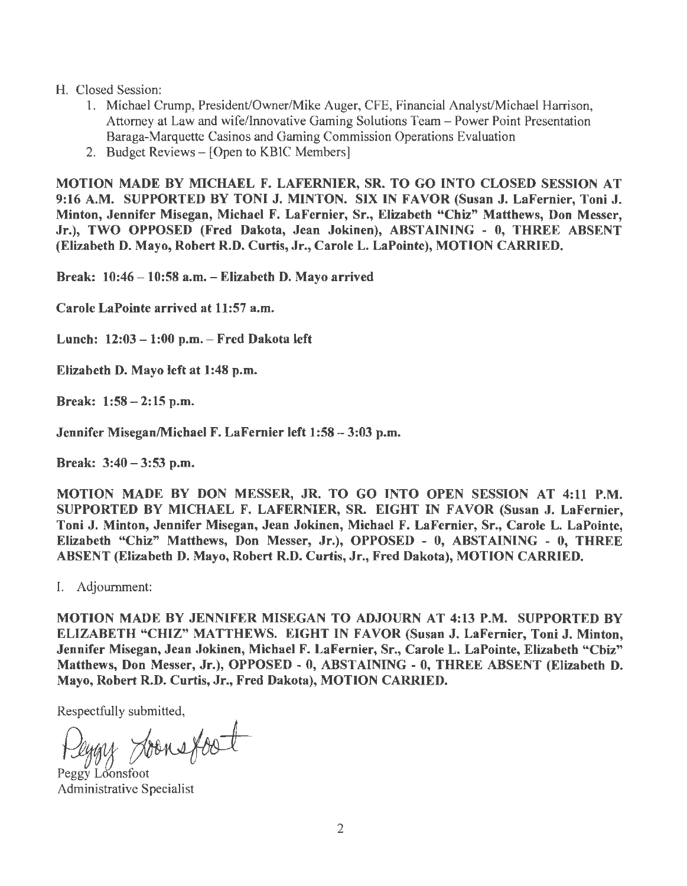H. Closed Session:

1. Michael Crump, President/Owner/Mike Auger, CFE, Financial Analyst/Michael Harrison, Attorney at Law and wife/Innovative Gaming Solutions Team – Power Point Presentation Baraga-Marquette Casinos and Gaming Commission Operations Evaluation
2. Budget Reviews – [Open to KBIC Members]

**MOTION MADE BY MICHAEL F. LAFERNIER, SR. TO GO INTO CLOSED SESSION AT 9:16 A.M. SUPPORTED BY TONI J. MINTON. SIX IN FAVOR (Susan J. LaFernier, Toni J. Minton, Jennifer Misegan, Michael F. LaFernier, Sr., Elizabeth "Chiz" Matthews, Don Messer, Jr.), TWO OPPOSED (Fred Dakota, Jean Jokinen), ABSTAINING - 0, THREE ABSENT (Elizabeth D. Mayo, Robert R.D. Curtis, Jr., Carole L. LaPointe), MOTION CARRIED.**

**Break: 10:46 – 10:58 a.m. – Elizabeth D. Mayo arrived**

**Carole LaPointe arrived at 11:57 a.m.**

**Lunch: 12:03 – 1:00 p.m. – Fred Dakota left**

**Elizabeth D. Mayo left at 1:48 p.m.**

**Break: 1:58 – 2:15 p.m.**

**Jennifer Misegan/Michael F. LaFernier left 1:58 – 3:03 p.m.**

**Break: 3:40 – 3:53 p.m.**

**MOTION MADE BY DON MESSER, JR. TO GO INTO OPEN SESSION AT 4:11 P.M. SUPPORTED BY MICHAEL F. LAFERNIER, SR. EIGHT IN FAVOR (Susan J. LaFernier, Toni J. Minton, Jennifer Misegan, Jean Jokinen, Michael F. LaFernier, Sr., Carole L. LaPointe, Elizabeth "Chiz" Matthews, Don Messer, Jr.), OPPOSED - 0, ABSTAINING - 0, THREE ABSENT (Elizabeth D. Mayo, Robert R.D. Curtis, Jr., Fred Dakota), MOTION CARRIED.**

I. Adjournment:

**MOTION MADE BY JENNIFER MISEGAN TO ADJOURN AT 4:13 P.M. SUPPORTED BY ELIZABETH "CHIZ" MATTHEWS. EIGHT IN FAVOR (Susan J. LaFernier, Toni J. Minton, Jennifer Misegan, Jean Jokinen, Michael F. LaFernier, Sr., Carole L. LaPointe, Elizabeth "Chiz" Matthews, Don Messer, Jr.), OPPOSED - 0, ABSTAINING - 0, THREE ABSENT (Elizabeth D. Mayo, Robert R.D. Curtis, Jr., Fred Dakota), MOTION CARRIED.**

Respectfully submitted,

Peggy Loonsfoot

Peggy Loonsfoot
Administrative Specialist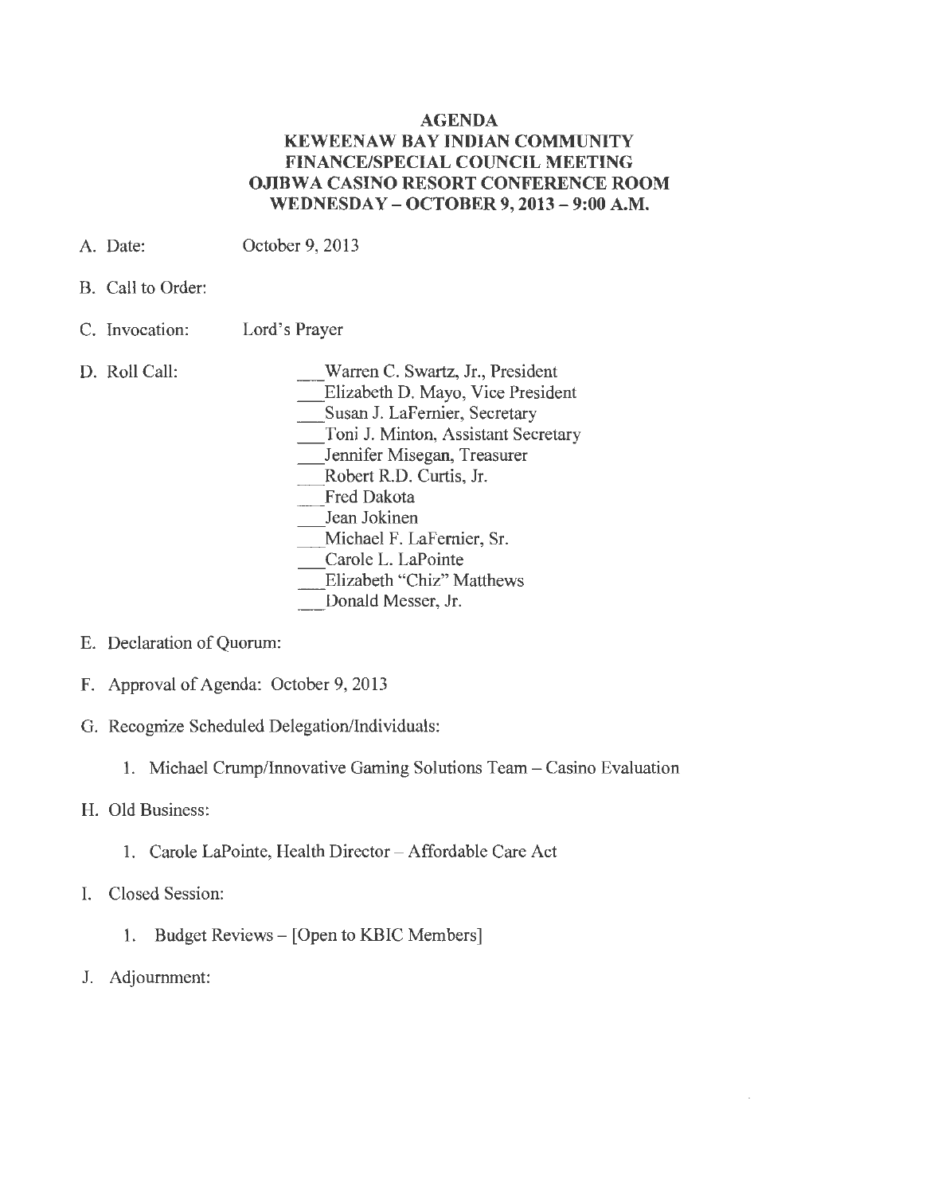# AGENDA
## KEWEENAW BAY INDIAN COMMUNITY
## FINANCE/SPECIAL COUNCIL MEETING
## OJIBWA CASINO RESORT CONFERENCE ROOM
## WEDNESDAY – OCTOBER 9, 2013 – 9:00 A.M.

A. Date: October 9, 2013

B. Call to Order:

C. Invocation: Lord's Prayer

D. Roll Call:
- ___Warren C. Swartz, Jr., President
- ___Elizabeth D. Mayo, Vice President
- ___Susan J. LaFernier, Secretary
- ___Toni J. Minton, Assistant Secretary
- ___Jennifer Misegan, Treasurer
- ___Robert R.D. Curtis, Jr.
- ___Fred Dakota
- ___Jean Jokinen
- ___Michael F. LaFernier, Sr.
- ___Carole L. LaPointe
- ___Elizabeth "Chiz" Matthews
- ___Donald Messer, Jr.

E. Declaration of Quorum:

F. Approval of Agenda: October 9, 2013

G. Recognize Scheduled Delegation/Individuals:

1. Michael Crump/Innovative Gaming Solutions Team – Casino Evaluation

H. Old Business:

1. Carole LaPointe, Health Director – Affordable Care Act

I. Closed Session:

1. Budget Reviews – [Open to KBIC Members]

J. Adjournment: